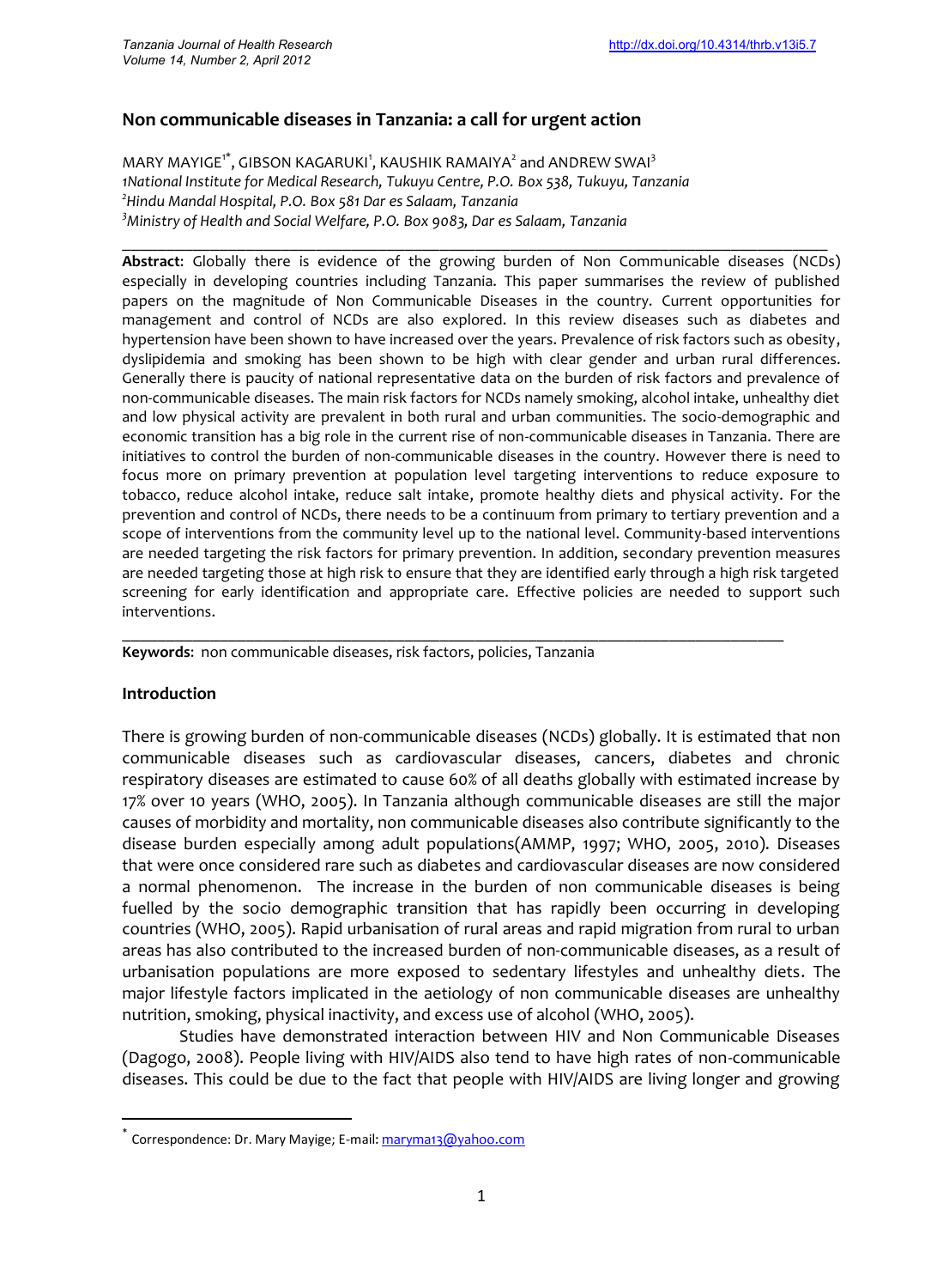# Non communicable diseases in Tanzania: a call for urgent action

MARY MAYIGE[1*], GIBSON KAGARUKI[1], KAUSHIK RAMAIYA[2] and ANDREW SWAI[3]

*1National Institute for Medical Research, Tukuyu Centre, P.O. Box 538, Tukuyu, Tanzania*
*[2]Hindu Mandal Hospital, P.O. Box 581 Dar es Salaam, Tanzania*
*[3]Ministry of Health and Social Welfare, P.O. Box 9083, Dar es Salaam, Tanzania*

---

**Abstract**: Globally there is evidence of the growing burden of Non Communicable diseases (NCDs) especially in developing countries including Tanzania. This paper summarises the review of published papers on the magnitude of Non Communicable Diseases in the country. Current opportunities for management and control of NCDs are also explored. In this review diseases such as diabetes and hypertension have been shown to have increased over the years. Prevalence of risk factors such as obesity, dyslipidemia and smoking has been shown to be high with clear gender and urban rural differences. Generally there is paucity of national representative data on the burden of risk factors and prevalence of non-communicable diseases. The main risk factors for NCDs namely smoking, alcohol intake, unhealthy diet and low physical activity are prevalent in both rural and urban communities. The socio-demographic and economic transition has a big role in the current rise of non-communicable diseases in Tanzania. There are initiatives to control the burden of non-communicable diseases in the country. However there is need to focus more on primary prevention at population level targeting interventions to reduce exposure to tobacco, reduce alcohol intake, reduce salt intake, promote healthy diets and physical activity. For the prevention and control of NCDs, there needs to be a continuum from primary to tertiary prevention and a scope of interventions from the community level up to the national level. Community-based interventions are needed targeting the risk factors for primary prevention. In addition, secondary prevention measures are needed targeting those at high risk to ensure that they are identified early through a high risk targeted screening for early identification and appropriate care. Effective policies are needed to support such interventions.

---

**Keywords**: non communicable diseases, risk factors, policies, Tanzania

## Introduction

There is growing burden of non-communicable diseases (NCDs) globally. It is estimated that non communicable diseases such as cardiovascular diseases, cancers, diabetes and chronic respiratory diseases are estimated to cause 60% of all deaths globally with estimated increase by 17% over 10 years (WHO, 2005). In Tanzania although communicable diseases are still the major causes of morbidity and mortality, non communicable diseases also contribute significantly to the disease burden especially among adult populations(AMMP, 1997; WHO, 2005, 2010). Diseases that were once considered rare such as diabetes and cardiovascular diseases are now considered a normal phenomenon. The increase in the burden of non communicable diseases is being fuelled by the socio demographic transition that has rapidly been occurring in developing countries (WHO, 2005). Rapid urbanisation of rural areas and rapid migration from rural to urban areas has also contributed to the increased burden of non-communicable diseases, as a result of urbanisation populations are more exposed to sedentary lifestyles and unhealthy diets. The major lifestyle factors implicated in the aetiology of non communicable diseases are unhealthy nutrition, smoking, physical inactivity, and excess use of alcohol (WHO, 2005).

Studies have demonstrated interaction between HIV and Non Communicable Diseases (Dagogo, 2008). People living with HIV/AIDS also tend to have high rates of non-communicable diseases. This could be due to the fact that people with HIV/AIDS are living longer and growing

---

[*] Correspondence: Dr. Mary Mayige; E-mail: maryma13@yahoo.com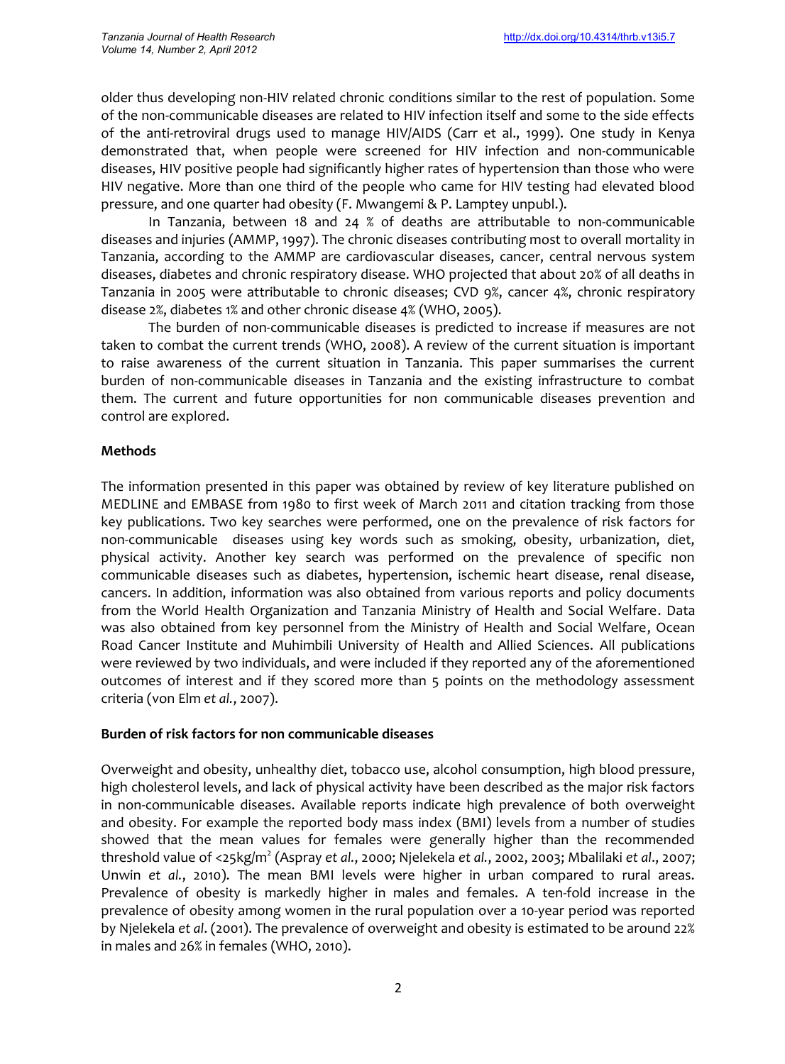older thus developing non-HIV related chronic conditions similar to the rest of population. Some of the non-communicable diseases are related to HIV infection itself and some to the side effects of the anti-retroviral drugs used to manage HIV/AIDS (Carr et al., 1999). One study in Kenya demonstrated that, when people were screened for HIV infection and non-communicable diseases, HIV positive people had significantly higher rates of hypertension than those who were HIV negative. More than one third of the people who came for HIV testing had elevated blood pressure, and one quarter had obesity (F. Mwangemi & P. Lamptey unpubl.).

In Tanzania, between 18 and 24 % of deaths are attributable to non-communicable diseases and injuries (AMMP, 1997). The chronic diseases contributing most to overall mortality in Tanzania, according to the AMMP are cardiovascular diseases, cancer, central nervous system diseases, diabetes and chronic respiratory disease. WHO projected that about 20% of all deaths in Tanzania in 2005 were attributable to chronic diseases; CVD 9%, cancer 4%, chronic respiratory disease 2%, diabetes 1% and other chronic disease 4% (WHO, 2005).

The burden of non-communicable diseases is predicted to increase if measures are not taken to combat the current trends (WHO, 2008). A review of the current situation is important to raise awareness of the current situation in Tanzania. This paper summarises the current burden of non-communicable diseases in Tanzania and the existing infrastructure to combat them. The current and future opportunities for non communicable diseases prevention and control are explored.

## Methods

The information presented in this paper was obtained by review of key literature published on MEDLINE and EMBASE from 1980 to first week of March 2011 and citation tracking from those key publications. Two key searches were performed, one on the prevalence of risk factors for non-communicable diseases using key words such as smoking, obesity, urbanization, diet, physical activity. Another key search was performed on the prevalence of specific non communicable diseases such as diabetes, hypertension, ischemic heart disease, renal disease, cancers. In addition, information was also obtained from various reports and policy documents from the World Health Organization and Tanzania Ministry of Health and Social Welfare. Data was also obtained from key personnel from the Ministry of Health and Social Welfare, Ocean Road Cancer Institute and Muhimbili University of Health and Allied Sciences. All publications were reviewed by two individuals, and were included if they reported any of the aforementioned outcomes of interest and if they scored more than 5 points on the methodology assessment criteria (von Elm *et al.*, 2007).

## Burden of risk factors for non communicable diseases

Overweight and obesity, unhealthy diet, tobacco use, alcohol consumption, high blood pressure, high cholesterol levels, and lack of physical activity have been described as the major risk factors in non-communicable diseases. Available reports indicate high prevalence of both overweight and obesity. For example the reported body mass index (BMI) levels from a number of studies showed that the mean values for females were generally higher than the recommended threshold value of <25kg/$m^2$ (Aspray *et al.*, 2000; Njelekela *et al.*, 2002, 2003; Mbalilaki *et al*., 2007; Unwin *et al.*, 2010). The mean BMI levels were higher in urban compared to rural areas. Prevalence of obesity is markedly higher in males and females. A ten-fold increase in the prevalence of obesity among women in the rural population over a 10-year period was reported by Njelekela *et al*. (2001). The prevalence of overweight and obesity is estimated to be around 22% in males and 26% in females (WHO, 2010).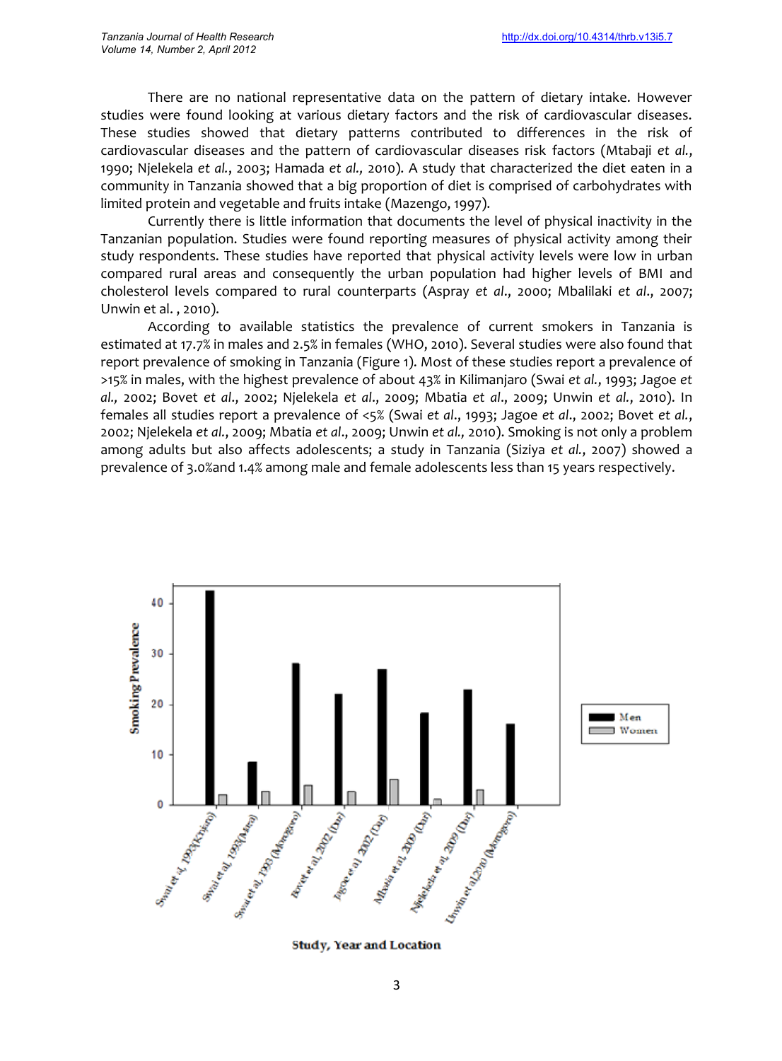There are no national representative data on the pattern of dietary intake. However studies were found looking at various dietary factors and the risk of cardiovascular diseases. These studies showed that dietary patterns contributed to differences in the risk of cardiovascular diseases and the pattern of cardiovascular diseases risk factors (Mtabaji *et al.*, 1990; Njelekela *et al.*, 2003; Hamada *et al.,* 2010). A study that characterized the diet eaten in a community in Tanzania showed that a big proportion of diet is comprised of carbohydrates with limited protein and vegetable and fruits intake (Mazengo, 1997).

Currently there is little information that documents the level of physical inactivity in the Tanzanian population. Studies were found reporting measures of physical activity among their study respondents. These studies have reported that physical activity levels were low in urban compared rural areas and consequently the urban population had higher levels of BMI and cholesterol levels compared to rural counterparts (Aspray *et al*., 2000; Mbalilaki *et al*., 2007; Unwin et al. , 2010).

According to available statistics the prevalence of current smokers in Tanzania is estimated at 17.7% in males and 2.5% in females (WHO, 2010). Several studies were also found that report prevalence of smoking in Tanzania (Figure 1). Most of these studies report a prevalence of >15% in males, with the highest prevalence of about 43% in Kilimanjaro (Swai *et al.*, 1993; Jagoe *et al.,* 2002; Bovet *et al*., 2002; Njelekela *et al*., 2009; Mbatia *et al*., 2009; Unwin *et al.*, 2010). In females all studies report a prevalence of <5% (Swai *et al*., 1993; Jagoe *et al*., 2002; Bovet *et al.*, 2002; Njelekela *et al.*, 2009; Mbatia *et al*., 2009; Unwin *et al.,* 2010). Smoking is not only a problem among adults but also affects adolescents; a study in Tanzania (Siziya *et al.*, 2007) showed a prevalence of 3.0%and 1.4% among male and female adolescents less than 15 years respectively.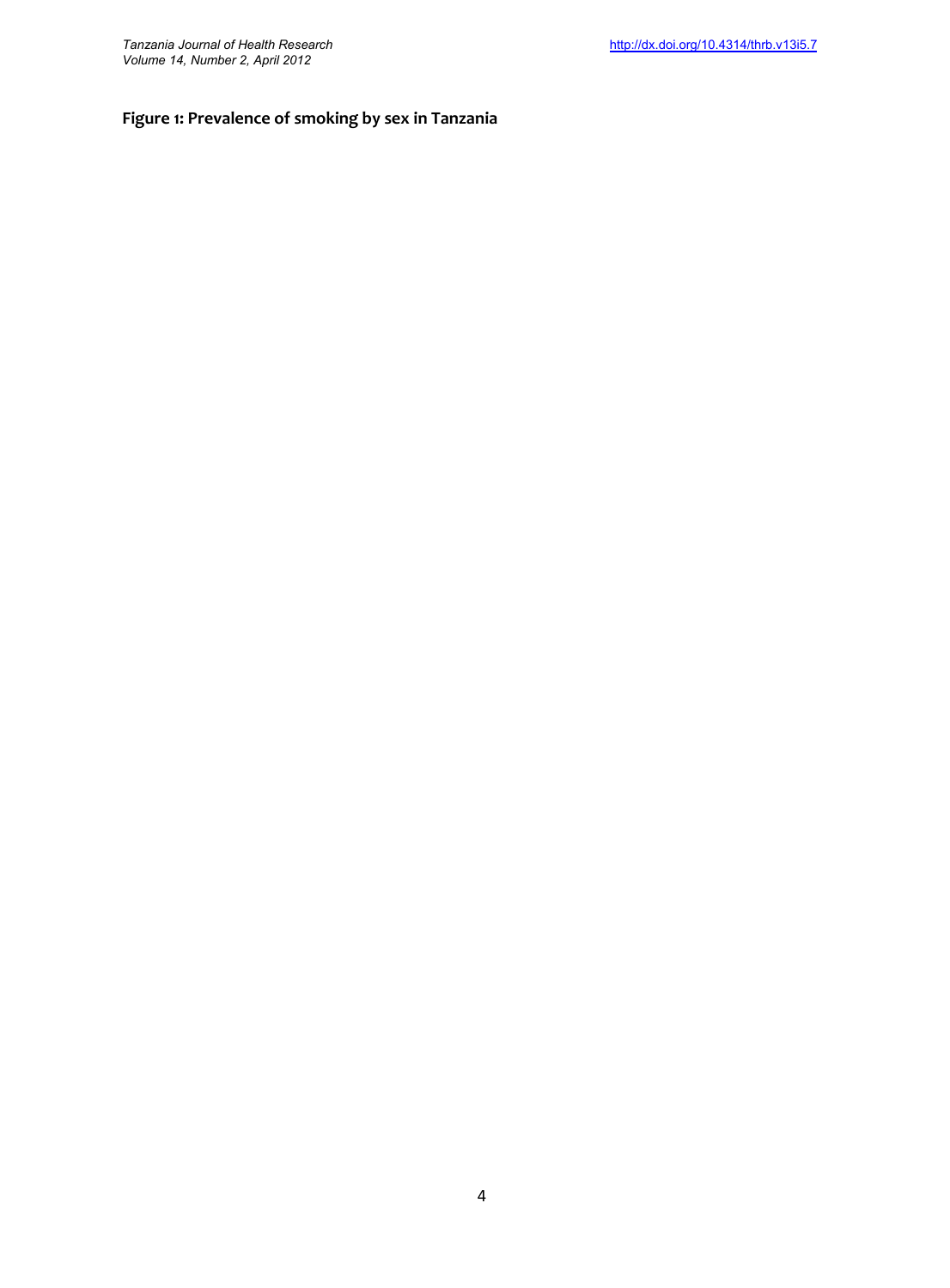**Figure 1: Prevalence of smoking by sex in Tanzania**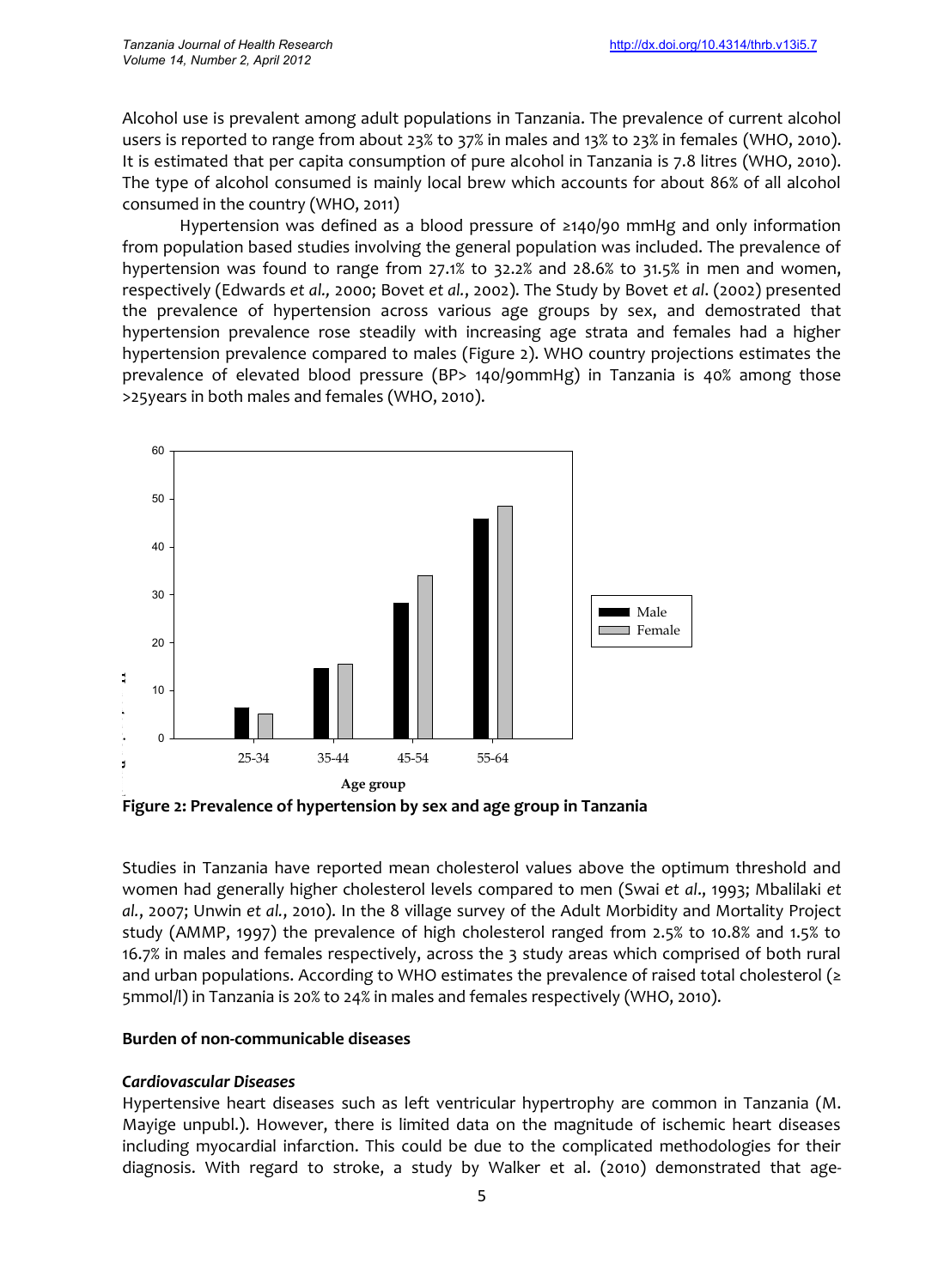Alcohol use is prevalent among adult populations in Tanzania. The prevalence of current alcohol users is reported to range from about 23% to 37% in males and 13% to 23% in females (WHO, 2010). It is estimated that per capita consumption of pure alcohol in Tanzania is 7.8 litres (WHO, 2010). The type of alcohol consumed is mainly local brew which accounts for about 86% of all alcohol consumed in the country (WHO, 2011)

Hypertension was defined as a blood pressure of ≥140/90 mmHg and only information from population based studies involving the general population was included. The prevalence of hypertension was found to range from 27.1% to 32.2% and 28.6% to 31.5% in men and women, respectively (Edwards *et al.,* 2000; Bovet *et al.*, 2002). The Study by Bovet *et al*. (2002) presented the prevalence of hypertension across various age groups by sex, and demostrated that hypertension prevalence rose steadily with increasing age strata and females had a higher hypertension prevalence compared to males (Figure 2). WHO country projections estimates the prevalence of elevated blood pressure (BP> 140/90mmHg) in Tanzania is 40% among those >25years in both males and females (WHO, 2010).

**Figure 2: Prevalence of hypertension by sex and age group in Tanzania**

Studies in Tanzania have reported mean cholesterol values above the optimum threshold and women had generally higher cholesterol levels compared to men (Swai *et al*., 1993; Mbalilaki *et al.*, 2007; Unwin *et al.*, 2010). In the 8 village survey of the Adult Morbidity and Mortality Project study (AMMP, 1997) the prevalence of high cholesterol ranged from 2.5% to 10.8% and 1.5% to 16.7% in males and females respectively, across the 3 study areas which comprised of both rural and urban populations. According to WHO estimates the prevalence of raised total cholesterol (≥ 5mmol/l) in Tanzania is 20% to 24% in males and females respectively (WHO, 2010).

**Burden of non-communicable diseases**

***Cardiovascular Diseases***

Hypertensive heart diseases such as left ventricular hypertrophy are common in Tanzania (M. Mayige unpubl.). However, there is limited data on the magnitude of ischemic heart diseases including myocardial infarction. This could be due to the complicated methodologies for their diagnosis. With regard to stroke, a study by Walker et al. (2010) demonstrated that age-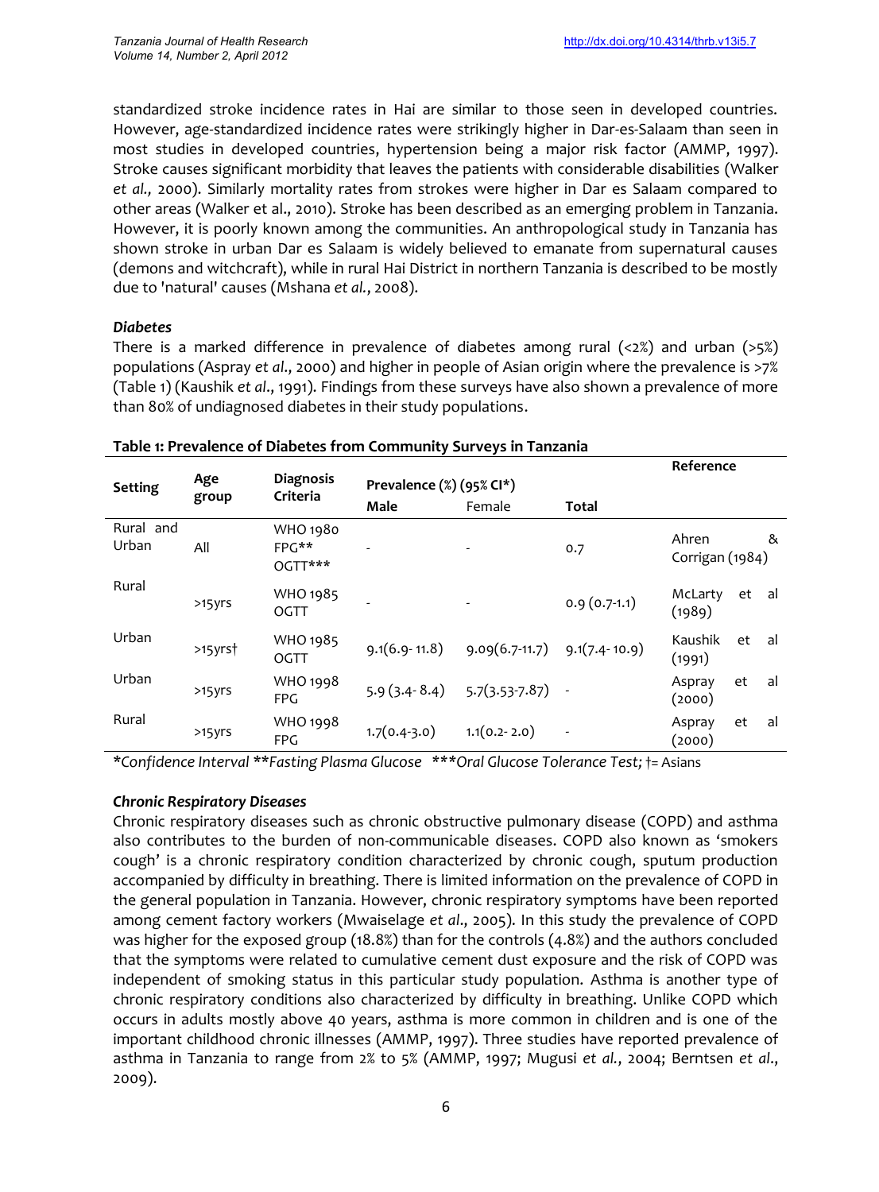standardized stroke incidence rates in Hai are similar to those seen in developed countries. However, age-standardized incidence rates were strikingly higher in Dar-es-Salaam than seen in most studies in developed countries, hypertension being a major risk factor (AMMP, 1997). Stroke causes significant morbidity that leaves the patients with considerable disabilities (Walker *et al.*, 2000). Similarly mortality rates from strokes were higher in Dar es Salaam compared to other areas (Walker et al., 2010). Stroke has been described as an emerging problem in Tanzania. However, it is poorly known among the communities. An anthropological study in Tanzania has shown stroke in urban Dar es Salaam is widely believed to emanate from supernatural causes (demons and witchcraft), while in rural Hai District in northern Tanzania is described to be mostly due to 'natural' causes (Mshana *et al.*, 2008).

### *Diabetes*

There is a marked difference in prevalence of diabetes among rural (<2%) and urban (>5%) populations (Aspray *et al*., 2000) and higher in people of Asian origin where the prevalence is >7% (Table 1) (Kaushik *et al*., 1991). Findings from these surveys have also shown a prevalence of more than 80% of undiagnosed diabetes in their study populations.

**Table 1: Prevalence of Diabetes from Community Surveys in Tanzania**

| Setting | Age group | Diagnosis Criteria | Prevalence (%) (95% CI*) | | | Reference |
|---|---|---|---|---|---|---|
| | | | Male | Female | Total | |
| Rural and Urban | All | WHO 1980 FPG** OGTT*** | - | - | 0.7 | Ahren & Corrigan (1984) |
| Rural | >15yrs | WHO 1985 OGTT | - | - | 0.9 (0.7-1.1) | McLarty et al (1989) |
| Urban | >15yrs† | WHO 1985 OGTT | 9.1(6.9- 11.8) | 9.09(6.7-11.7) | 9.1(7.4- 10.9) | Kaushik et al (1991) |
| Urban | >15yrs | WHO 1998 FPG | 5.9 (3.4- 8.4) | 5.7(3.53-7.87) | - | Aspray et al (2000) |
| Rural | >15yrs | WHO 1998 FPG | 1.7(0.4-3.0) | 1.1(0.2- 2.0) | - | Aspray et al (2000) |

*\*Confidence Interval \*\*Fasting Plasma Glucose \*\*\*Oral Glucose Tolerance Test;* †= Asians

### *Chronic Respiratory Diseases*

Chronic respiratory diseases such as chronic obstructive pulmonary disease (COPD) and asthma also contributes to the burden of non-communicable diseases. COPD also known as 'smokers cough' is a chronic respiratory condition characterized by chronic cough, sputum production accompanied by difficulty in breathing. There is limited information on the prevalence of COPD in the general population in Tanzania. However, chronic respiratory symptoms have been reported among cement factory workers (Mwaiselage *et al*., 2005). In this study the prevalence of COPD was higher for the exposed group (18.8%) than for the controls (4.8%) and the authors concluded that the symptoms were related to cumulative cement dust exposure and the risk of COPD was independent of smoking status in this particular study population. Asthma is another type of chronic respiratory conditions also characterized by difficulty in breathing. Unlike COPD which occurs in adults mostly above 40 years, asthma is more common in children and is one of the important childhood chronic illnesses (AMMP, 1997). Three studies have reported prevalence of asthma in Tanzania to range from 2% to 5% (AMMP, 1997; Mugusi *et al.*, 2004; Berntsen *et al*., 2009).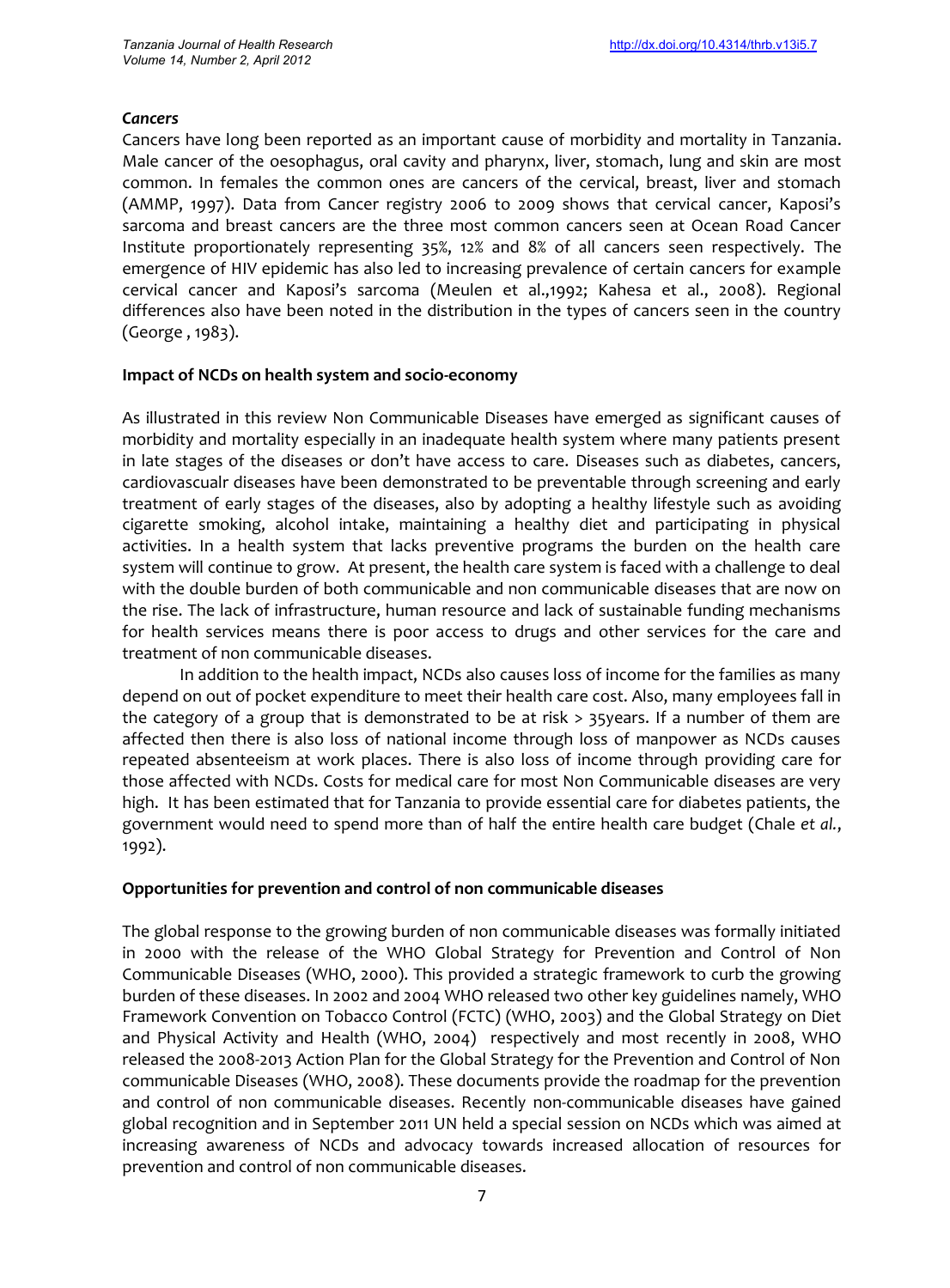### *Cancers*

Cancers have long been reported as an important cause of morbidity and mortality in Tanzania. Male cancer of the oesophagus, oral cavity and pharynx, liver, stomach, lung and skin are most common. In females the common ones are cancers of the cervical, breast, liver and stomach (AMMP, 1997). Data from Cancer registry 2006 to 2009 shows that cervical cancer, Kaposi's sarcoma and breast cancers are the three most common cancers seen at Ocean Road Cancer Institute proportionately representing 35%, 12% and 8% of all cancers seen respectively. The emergence of HIV epidemic has also led to increasing prevalence of certain cancers for example cervical cancer and Kaposi's sarcoma (Meulen et al.,1992; Kahesa et al., 2008). Regional differences also have been noted in the distribution in the types of cancers seen in the country (George , 1983).

## Impact of NCDs on health system and socio-economy

As illustrated in this review Non Communicable Diseases have emerged as significant causes of morbidity and mortality especially in an inadequate health system where many patients present in late stages of the diseases or don't have access to care. Diseases such as diabetes, cancers, cardiovascualr diseases have been demonstrated to be preventable through screening and early treatment of early stages of the diseases, also by adopting a healthy lifestyle such as avoiding cigarette smoking, alcohol intake, maintaining a healthy diet and participating in physical activities. In a health system that lacks preventive programs the burden on the health care system will continue to grow. At present, the health care system is faced with a challenge to deal with the double burden of both communicable and non communicable diseases that are now on the rise. The lack of infrastructure, human resource and lack of sustainable funding mechanisms for health services means there is poor access to drugs and other services for the care and treatment of non communicable diseases.

In addition to the health impact, NCDs also causes loss of income for the families as many depend on out of pocket expenditure to meet their health care cost. Also, many employees fall in the category of a group that is demonstrated to be at risk > 35years. If a number of them are affected then there is also loss of national income through loss of manpower as NCDs causes repeated absenteeism at work places. There is also loss of income through providing care for those affected with NCDs. Costs for medical care for most Non Communicable diseases are very high. It has been estimated that for Tanzania to provide essential care for diabetes patients, the government would need to spend more than of half the entire health care budget (Chale *et al.*, 1992).

## Opportunities for prevention and control of non communicable diseases

The global response to the growing burden of non communicable diseases was formally initiated in 2000 with the release of the WHO Global Strategy for Prevention and Control of Non Communicable Diseases (WHO, 2000). This provided a strategic framework to curb the growing burden of these diseases. In 2002 and 2004 WHO released two other key guidelines namely, WHO Framework Convention on Tobacco Control (FCTC) (WHO, 2003) and the Global Strategy on Diet and Physical Activity and Health (WHO, 2004) respectively and most recently in 2008, WHO released the 2008-2013 Action Plan for the Global Strategy for the Prevention and Control of Non communicable Diseases (WHO, 2008). These documents provide the roadmap for the prevention and control of non communicable diseases. Recently non-communicable diseases have gained global recognition and in September 2011 UN held a special session on NCDs which was aimed at increasing awareness of NCDs and advocacy towards increased allocation of resources for prevention and control of non communicable diseases.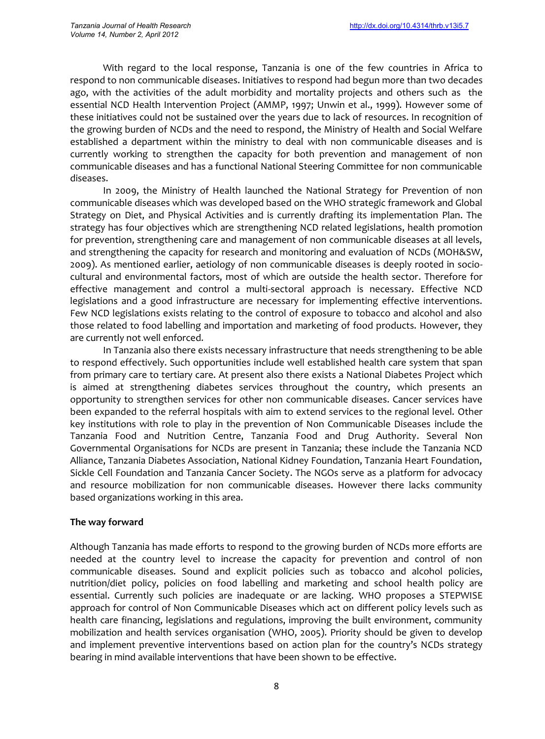With regard to the local response, Tanzania is one of the few countries in Africa to respond to non communicable diseases. Initiatives to respond had begun more than two decades ago, with the activities of the adult morbidity and mortality projects and others such as the essential NCD Health Intervention Project (AMMP, 1997; Unwin et al., 1999). However some of these initiatives could not be sustained over the years due to lack of resources. In recognition of the growing burden of NCDs and the need to respond, the Ministry of Health and Social Welfare established a department within the ministry to deal with non communicable diseases and is currently working to strengthen the capacity for both prevention and management of non communicable diseases and has a functional National Steering Committee for non communicable diseases.

In 2009, the Ministry of Health launched the National Strategy for Prevention of non communicable diseases which was developed based on the WHO strategic framework and Global Strategy on Diet, and Physical Activities and is currently drafting its implementation Plan. The strategy has four objectives which are strengthening NCD related legislations, health promotion for prevention, strengthening care and management of non communicable diseases at all levels, and strengthening the capacity for research and monitoring and evaluation of NCDs (MOH&SW, 2009). As mentioned earlier, aetiology of non communicable diseases is deeply rooted in socio-cultural and environmental factors, most of which are outside the health sector. Therefore for effective management and control a multi-sectoral approach is necessary. Effective NCD legislations and a good infrastructure are necessary for implementing effective interventions. Few NCD legislations exists relating to the control of exposure to tobacco and alcohol and also those related to food labelling and importation and marketing of food products. However, they are currently not well enforced.

In Tanzania also there exists necessary infrastructure that needs strengthening to be able to respond effectively. Such opportunities include well established health care system that span from primary care to tertiary care. At present also there exists a National Diabetes Project which is aimed at strengthening diabetes services throughout the country, which presents an opportunity to strengthen services for other non communicable diseases. Cancer services have been expanded to the referral hospitals with aim to extend services to the regional level. Other key institutions with role to play in the prevention of Non Communicable Diseases include the Tanzania Food and Nutrition Centre, Tanzania Food and Drug Authority. Several Non Governmental Organisations for NCDs are present in Tanzania; these include the Tanzania NCD Alliance, Tanzania Diabetes Association, National Kidney Foundation, Tanzania Heart Foundation, Sickle Cell Foundation and Tanzania Cancer Society. The NGOs serve as a platform for advocacy and resource mobilization for non communicable diseases. However there lacks community based organizations working in this area.

**The way forward**

Although Tanzania has made efforts to respond to the growing burden of NCDs more efforts are needed at the country level to increase the capacity for prevention and control of non communicable diseases. Sound and explicit policies such as tobacco and alcohol policies, nutrition/diet policy, policies on food labelling and marketing and school health policy are essential. Currently such policies are inadequate or are lacking. WHO proposes a STEPWISE approach for control of Non Communicable Diseases which act on different policy levels such as health care financing, legislations and regulations, improving the built environment, community mobilization and health services organisation (WHO, 2005). Priority should be given to develop and implement preventive interventions based on action plan for the country's NCDs strategy bearing in mind available interventions that have been shown to be effective.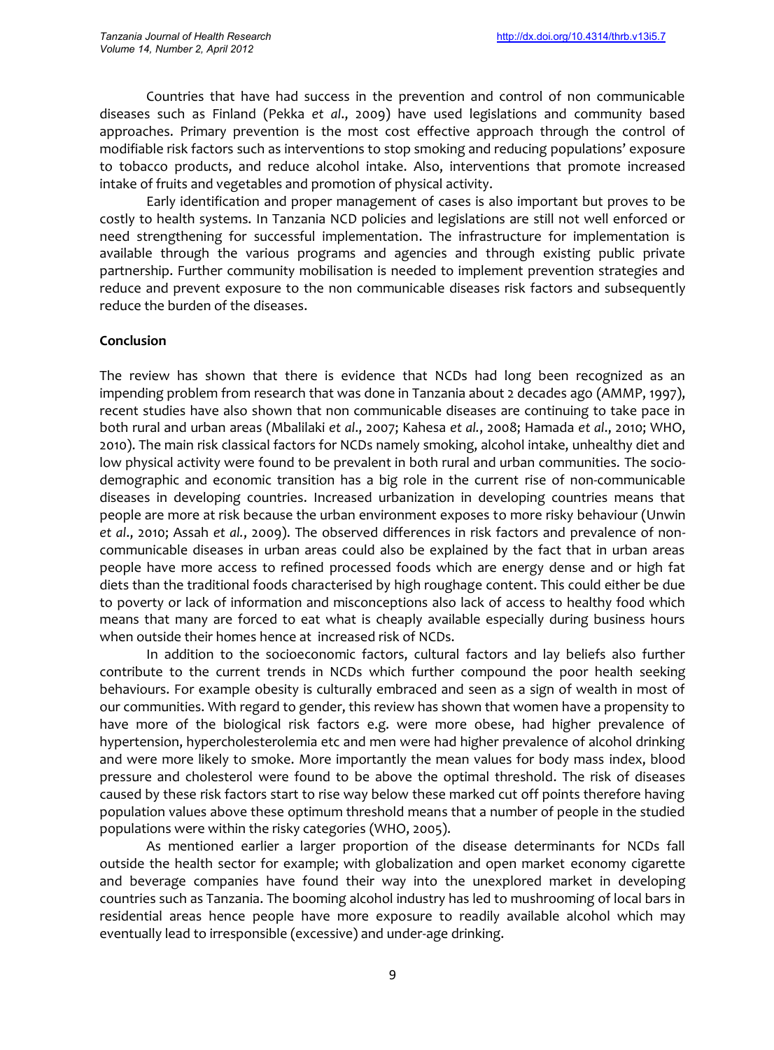Countries that have had success in the prevention and control of non communicable diseases such as Finland (Pekka *et al*., 2009) have used legislations and community based approaches. Primary prevention is the most cost effective approach through the control of modifiable risk factors such as interventions to stop smoking and reducing populations' exposure to tobacco products, and reduce alcohol intake. Also, interventions that promote increased intake of fruits and vegetables and promotion of physical activity.

Early identification and proper management of cases is also important but proves to be costly to health systems. In Tanzania NCD policies and legislations are still not well enforced or need strengthening for successful implementation. The infrastructure for implementation is available through the various programs and agencies and through existing public private partnership. Further community mobilisation is needed to implement prevention strategies and reduce and prevent exposure to the non communicable diseases risk factors and subsequently reduce the burden of the diseases.

**Conclusion**

The review has shown that there is evidence that NCDs had long been recognized as an impending problem from research that was done in Tanzania about 2 decades ago (AMMP, 1997), recent studies have also shown that non communicable diseases are continuing to take pace in both rural and urban areas (Mbalilaki *et al*., 2007; Kahesa *et al.*, 2008; Hamada *et al*., 2010; WHO, 2010). The main risk classical factors for NCDs namely smoking, alcohol intake, unhealthy diet and low physical activity were found to be prevalent in both rural and urban communities. The socio-demographic and economic transition has a big role in the current rise of non-communicable diseases in developing countries. Increased urbanization in developing countries means that people are more at risk because the urban environment exposes to more risky behaviour (Unwin *et al*., 2010; Assah *et al.*, 2009). The observed differences in risk factors and prevalence of non-communicable diseases in urban areas could also be explained by the fact that in urban areas people have more access to refined processed foods which are energy dense and or high fat diets than the traditional foods characterised by high roughage content. This could either be due to poverty or lack of information and misconceptions also lack of access to healthy food which means that many are forced to eat what is cheaply available especially during business hours when outside their homes hence at increased risk of NCDs.

In addition to the socioeconomic factors, cultural factors and lay beliefs also further contribute to the current trends in NCDs which further compound the poor health seeking behaviours. For example obesity is culturally embraced and seen as a sign of wealth in most of our communities. With regard to gender, this review has shown that women have a propensity to have more of the biological risk factors e.g. were more obese, had higher prevalence of hypertension, hypercholesterolemia etc and men were had higher prevalence of alcohol drinking and were more likely to smoke. More importantly the mean values for body mass index, blood pressure and cholesterol were found to be above the optimal threshold. The risk of diseases caused by these risk factors start to rise way below these marked cut off points therefore having population values above these optimum threshold means that a number of people in the studied populations were within the risky categories (WHO, 2005).

As mentioned earlier a larger proportion of the disease determinants for NCDs fall outside the health sector for example; with globalization and open market economy cigarette and beverage companies have found their way into the unexplored market in developing countries such as Tanzania. The booming alcohol industry has led to mushrooming of local bars in residential areas hence people have more exposure to readily available alcohol which may eventually lead to irresponsible (excessive) and under-age drinking.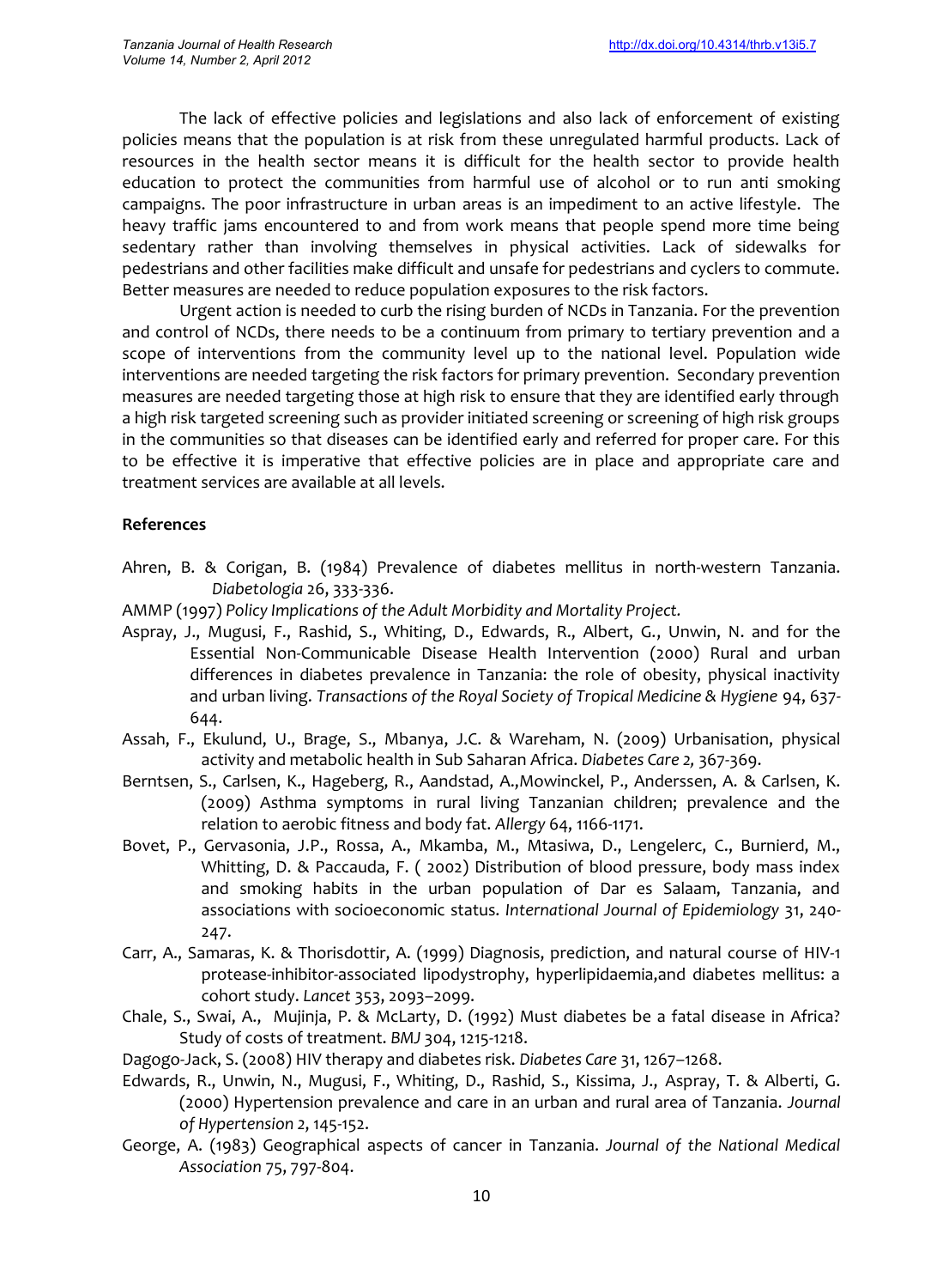The lack of effective policies and legislations and also lack of enforcement of existing policies means that the population is at risk from these unregulated harmful products. Lack of resources in the health sector means it is difficult for the health sector to provide health education to protect the communities from harmful use of alcohol or to run anti smoking campaigns. The poor infrastructure in urban areas is an impediment to an active lifestyle. The heavy traffic jams encountered to and from work means that people spend more time being sedentary rather than involving themselves in physical activities. Lack of sidewalks for pedestrians and other facilities make difficult and unsafe for pedestrians and cyclers to commute. Better measures are needed to reduce population exposures to the risk factors.

Urgent action is needed to curb the rising burden of NCDs in Tanzania. For the prevention and control of NCDs, there needs to be a continuum from primary to tertiary prevention and a scope of interventions from the community level up to the national level. Population wide interventions are needed targeting the risk factors for primary prevention. Secondary prevention measures are needed targeting those at high risk to ensure that they are identified early through a high risk targeted screening such as provider initiated screening or screening of high risk groups in the communities so that diseases can be identified early and referred for proper care. For this to be effective it is imperative that effective policies are in place and appropriate care and treatment services are available at all levels.

## References

Ahren, B. & Corigan, B. (1984) Prevalence of diabetes mellitus in north-western Tanzania. *Diabetologia* 26, 333-336.

AMMP (1997) *Policy Implications of the Adult Morbidity and Mortality Project.*

Aspray, J., Mugusi, F., Rashid, S., Whiting, D., Edwards, R., Albert, G., Unwin, N. and for the Essential Non-Communicable Disease Health Intervention (2000) Rural and urban differences in diabetes prevalence in Tanzania: the role of obesity, physical inactivity and urban living. *Transactions of the Royal Society of Tropical Medicine & Hygiene* 94, 637-644.

Assah, F., Ekulund, U., Brage, S., Mbanya, J.C. & Wareham, N. (2009) Urbanisation, physical activity and metabolic health in Sub Saharan Africa. *Diabetes Care 2,* 367-369.

Berntsen, S., Carlsen, K., Hageberg, R., Aandstad, A.,Mowinckel, P., Anderssen, A. & Carlsen, K. (2009) Asthma symptoms in rural living Tanzanian children; prevalence and the relation to aerobic fitness and body fat. *Allergy* 64, 1166-1171.

Bovet, P., Gervasonia, J.P., Rossa, A., Mkamba, M., Mtasiwa, D., Lengelerc, C., Burnierd, M., Whitting, D. & Paccauda, F. ( 2002) Distribution of blood pressure, body mass index and smoking habits in the urban population of Dar es Salaam, Tanzania, and associations with socioeconomic status. *International Journal of Epidemiology* 31, 240-247.

Carr, A., Samaras, K. & Thorisdottir, A. (1999) Diagnosis, prediction, and natural course of HIV-1 protease-inhibitor-associated lipodystrophy, hyperlipidaemia,and diabetes mellitus: a cohort study. *Lancet* 353, 2093–2099.

Chale, S., Swai, A., Mujinja, P. & McLarty, D. (1992) Must diabetes be a fatal disease in Africa? Study of costs of treatment. *BMJ* 304, 1215-1218.

Dagogo-Jack, S. (2008) HIV therapy and diabetes risk. *Diabetes Care* 31, 1267–1268.

Edwards, R., Unwin, N., Mugusi, F., Whiting, D., Rashid, S., Kissima, J., Aspray, T. & Alberti, G. (2000) Hypertension prevalence and care in an urban and rural area of Tanzania. *Journal of Hypertension 2*, 145-152.

George, A. (1983) Geographical aspects of cancer in Tanzania. *Journal of the National Medical Association* 75, 797-804.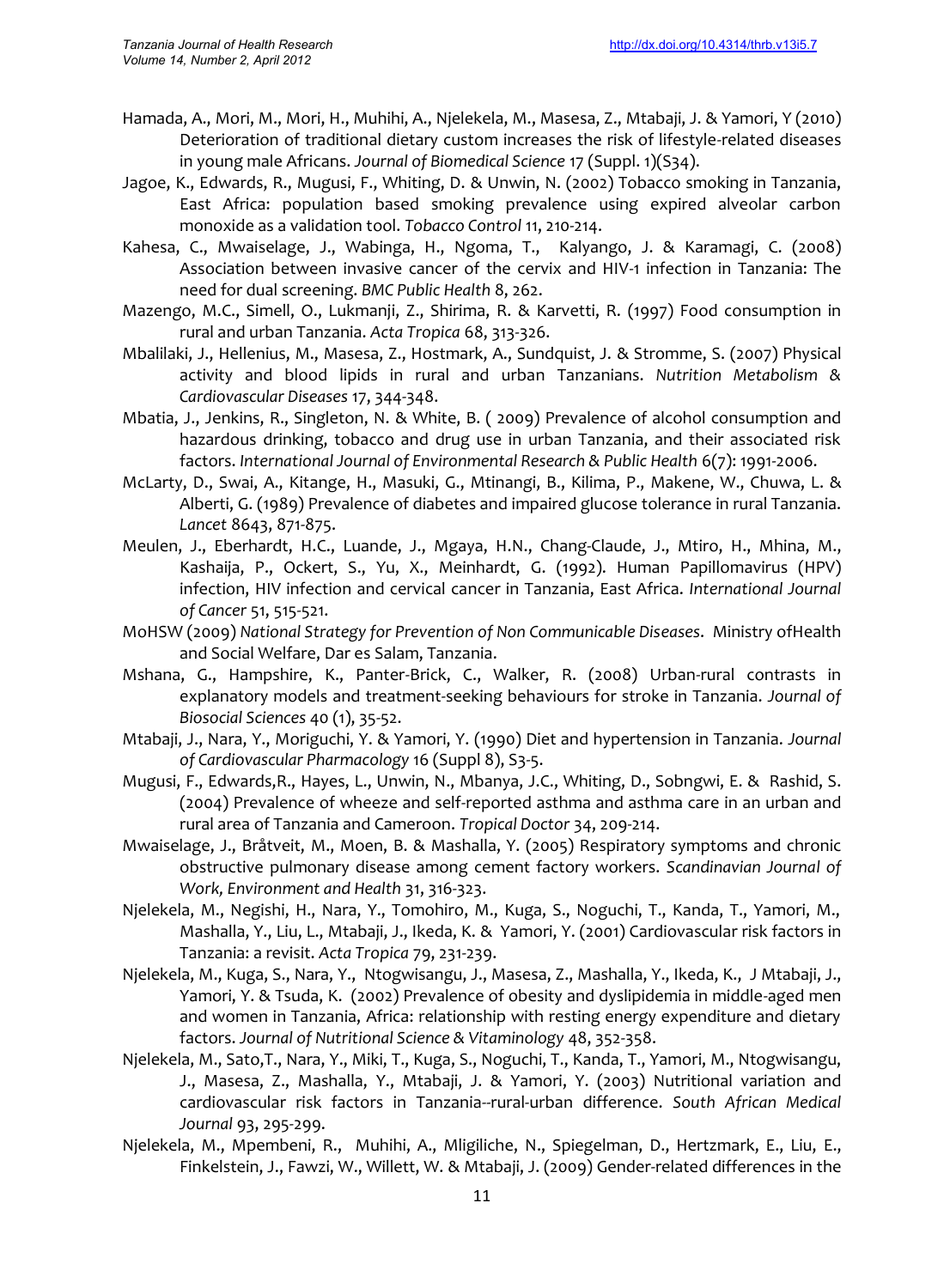Hamada, A., Mori, M., Mori, H., Muhihi, A., Njelekela, M., Masesa, Z., Mtabaji, J. & Yamori, Y (2010) Deterioration of traditional dietary custom increases the risk of lifestyle-related diseases in young male Africans. *Journal of Biomedical Science* 17 (Suppl. 1)(S34).

Jagoe, K., Edwards, R., Mugusi, F., Whiting, D. & Unwin, N. (2002) Tobacco smoking in Tanzania, East Africa: population based smoking prevalence using expired alveolar carbon monoxide as a validation tool. *Tobacco Control* 11, 210-214.

Kahesa, C., Mwaiselage, J., Wabinga, H., Ngoma, T., Kalyango, J. & Karamagi, C. (2008) Association between invasive cancer of the cervix and HIV-1 infection in Tanzania: The need for dual screening. *BMC Public Health* 8, 262.

Mazengo, M.C., Simell, O., Lukmanji, Z., Shirima, R. & Karvetti, R. (1997) Food consumption in rural and urban Tanzania. *Acta Tropica* 68, 313-326.

Mbalilaki, J., Hellenius, M., Masesa, Z., Hostmark, A., Sundquist, J. & Stromme, S. (2007) Physical activity and blood lipids in rural and urban Tanzanians. *Nutrition Metabolism & Cardiovascular Diseases* 17, 344-348.

Mbatia, J., Jenkins, R., Singleton, N. & White, B. ( 2009) Prevalence of alcohol consumption and hazardous drinking, tobacco and drug use in urban Tanzania, and their associated risk factors. *International Journal of Environmental Research & Public Health* 6(7): 1991-2006.

McLarty, D., Swai, A., Kitange, H., Masuki, G., Mtinangi, B., Kilima, P., Makene, W., Chuwa, L. & Alberti, G. (1989) Prevalence of diabetes and impaired glucose tolerance in rural Tanzania. *Lancet* 8643, 871-875.

Meulen, J., Eberhardt, H.C., Luande, J., Mgaya, H.N., Chang-Claude, J., Mtiro, H., Mhina, M., Kashaija, P., Ockert, S., Yu, X., Meinhardt, G. (1992). Human Papillomavirus (HPV) infection, HIV infection and cervical cancer in Tanzania, East Africa. *International Journal of Cancer* 51, 515-521.

MoHSW (2009) *National Strategy for Prevention of Non Communicable Diseases*. Ministry ofHealth and Social Welfare, Dar es Salam, Tanzania.

Mshana, G., Hampshire, K., Panter-Brick, C., Walker, R. (2008) Urban-rural contrasts in explanatory models and treatment-seeking behaviours for stroke in Tanzania. *Journal of Biosocial Sciences* 40 (1), 35-52.

Mtabaji, J., Nara, Y., Moriguchi, Y. & Yamori, Y. (1990) Diet and hypertension in Tanzania. *Journal of Cardiovascular Pharmacology* 16 (Suppl 8), S3-5.

Mugusi, F., Edwards,R., Hayes, L., Unwin, N., Mbanya, J.C., Whiting, D., Sobngwi, E. & Rashid, S. (2004) Prevalence of wheeze and self-reported asthma and asthma care in an urban and rural area of Tanzania and Cameroon. *Tropical Doctor* 34, 209-214.

Mwaiselage, J., Bråtveit, M., Moen, B. & Mashalla, Y. (2005) Respiratory symptoms and chronic obstructive pulmonary disease among cement factory workers. *Scandinavian Journal of Work, Environment and Health* 31, 316-323.

Njelekela, M., Negishi, H., Nara, Y., Tomohiro, M., Kuga, S., Noguchi, T., Kanda, T., Yamori, M., Mashalla, Y., Liu, L., Mtabaji, J., Ikeda, K. & Yamori, Y. (2001) Cardiovascular risk factors in Tanzania: a revisit. *Acta Tropica* 79, 231-239.

Njelekela, M., Kuga, S., Nara, Y., Ntogwisangu, J., Masesa, Z., Mashalla, Y., Ikeda, K., J Mtabaji, J., Yamori, Y. & Tsuda, K. (2002) Prevalence of obesity and dyslipidemia in middle-aged men and women in Tanzania, Africa: relationship with resting energy expenditure and dietary factors. *Journal of Nutritional Science & Vitaminology* 48, 352-358.

Njelekela, M., Sato,T., Nara, Y., Miki, T., Kuga, S., Noguchi, T., Kanda, T., Yamori, M., Ntogwisangu, J., Masesa, Z., Mashalla, Y., Mtabaji, J. & Yamori, Y. (2003) Nutritional variation and cardiovascular risk factors in Tanzania--rural-urban difference. *South African Medical Journal* 93, 295-299.

Njelekela, M., Mpembeni, R., Muhihi, A., Mligiliche, N., Spiegelman, D., Hertzmark, E., Liu, E., Finkelstein, J., Fawzi, W., Willett, W. & Mtabaji, J. (2009) Gender-related differences in the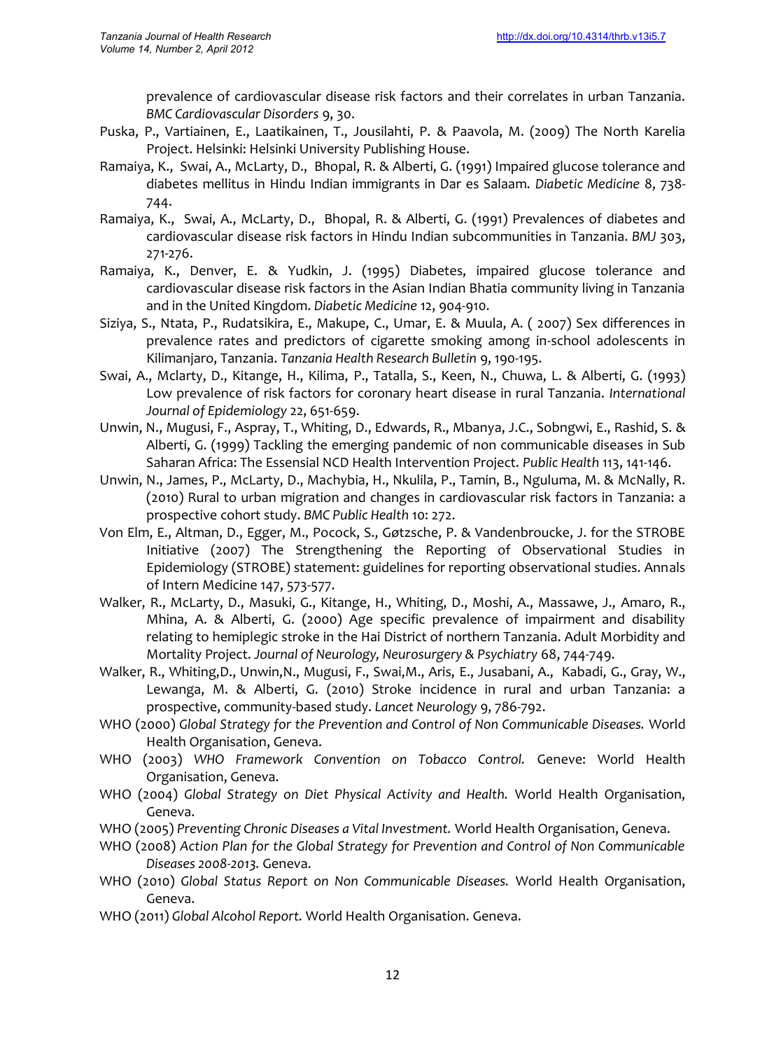prevalence of cardiovascular disease risk factors and their correlates in urban Tanzania. *BMC Cardiovascular Disorders* 9, 30.

Puska, P., Vartiainen, E., Laatikainen, T., Jousilahti, P. & Paavola, M. (2009) The North Karelia Project. Helsinki: Helsinki University Publishing House.

Ramaiya, K., Swai, A., McLarty, D., Bhopal, R. & Alberti, G. (1991) Impaired glucose tolerance and diabetes mellitus in Hindu Indian immigrants in Dar es Salaam. *Diabetic Medicine* 8, 738-744.

Ramaiya, K., Swai, A., McLarty, D., Bhopal, R. & Alberti, G. (1991) Prevalences of diabetes and cardiovascular disease risk factors in Hindu Indian subcommunities in Tanzania. *BMJ* 303, 271-276.

Ramaiya, K., Denver, E. & Yudkin, J. (1995) Diabetes, impaired glucose tolerance and cardiovascular disease risk factors in the Asian Indian Bhatia community living in Tanzania and in the United Kingdom. *Diabetic Medicine* 12, 904-910.

Siziya, S., Ntata, P., Rudatsikira, E., Makupe, C., Umar, E. & Muula, A. ( 2007) Sex differences in prevalence rates and predictors of cigarette smoking among in-school adolescents in Kilimanjaro, Tanzania. *Tanzania Health Research Bulletin* 9, 190-195.

Swai, A., Mclarty, D., Kitange, H., Kilima, P., Tatalla, S., Keen, N., Chuwa, L. & Alberti, G. (1993) Low prevalence of risk factors for coronary heart disease in rural Tanzania. *International Journal of Epidemiology* 22, 651-659.

Unwin, N., Mugusi, F., Aspray, T., Whiting, D., Edwards, R., Mbanya, J.C., Sobngwi, E., Rashid, S. & Alberti, G. (1999) Tackling the emerging pandemic of non communicable diseases in Sub Saharan Africa: The Essensial NCD Health Intervention Project. *Public Health* 113, 141-146.

Unwin, N., James, P., McLarty, D., Machybia, H., Nkulila, P., Tamin, B., Nguluma, M. & McNally, R. (2010) Rural to urban migration and changes in cardiovascular risk factors in Tanzania: a prospective cohort study. *BMC Public Health* 10: 272.

Von Elm, E., Altman, D., Egger, M., Pocock, S., Gøtzsche, P. & Vandenbroucke, J. for the STROBE Initiative (2007) The Strengthening the Reporting of Observational Studies in Epidemiology (STROBE) statement: guidelines for reporting observational studies. Annals of Intern Medicine 147, 573-577.

Walker, R., McLarty, D., Masuki, G., Kitange, H., Whiting, D., Moshi, A., Massawe, J., Amaro, R., Mhina, A. & Alberti, G. (2000) Age specific prevalence of impairment and disability relating to hemiplegic stroke in the Hai District of northern Tanzania. Adult Morbidity and Mortality Project. *Journal of Neurology, Neurosurgery & Psychiatry* 68, 744-749.

Walker, R., Whiting,D., Unwin,N., Mugusi, F., Swai,M., Aris, E., Jusabani, A., Kabadi, G., Gray, W., Lewanga, M. & Alberti, G. (2010) Stroke incidence in rural and urban Tanzania: a prospective, community-based study. *Lancet Neurology* 9, 786-792.

WHO (2000) *Global Strategy for the Prevention and Control of Non Communicable Diseases.* World Health Organisation, Geneva.

WHO (2003) *WHO Framework Convention on Tobacco Control.* Geneve: World Health Organisation, Geneva.

WHO (2004) *Global Strategy on Diet Physical Activity and Health.* World Health Organisation, Geneva.

WHO (2005) *Preventing Chronic Diseases a Vital Investment.* World Health Organisation, Geneva.

WHO (2008) *Action Plan for the Global Strategy for Prevention and Control of Non Communicable Diseases 2008-2013.* Geneva.

WHO (2010) *Global Status Report on Non Communicable Diseases.* World Health Organisation, Geneva.

WHO (2011) *Global Alcohol Report.* World Health Organisation. Geneva.